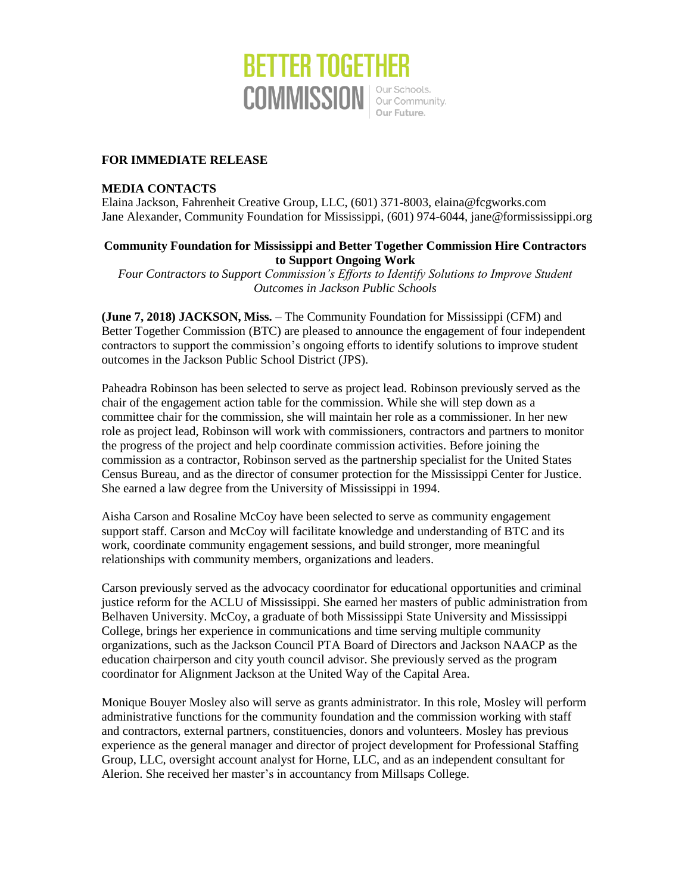# BETTER TOGETHER COMMISSION

Our Schools.
Our Community.
**Our Future.**

**FOR IMMEDIATE RELEASE**

**MEDIA CONTACTS**
Elaina Jackson, Fahrenheit Creative Group, LLC, (601) 371-8003, elaina@fcgworks.com
Jane Alexander, Community Foundation for Mississippi, (601) 974-6044, jane@formississippi.org

## Community Foundation for Mississippi and Better Together Commission Hire Contractors to Support Ongoing Work

*Four Contractors to Support Commission's Efforts to Identify Solutions to Improve Student Outcomes in Jackson Public Schools*

**(June 7, 2018) JACKSON, Miss.** – The Community Foundation for Mississippi (CFM) and Better Together Commission (BTC) are pleased to announce the engagement of four independent contractors to support the commission's ongoing efforts to identify solutions to improve student outcomes in the Jackson Public School District (JPS).

Paheadra Robinson has been selected to serve as project lead. Robinson previously served as the chair of the engagement action table for the commission. While she will step down as a committee chair for the commission, she will maintain her role as a commissioner. In her new role as project lead, Robinson will work with commissioners, contractors and partners to monitor the progress of the project and help coordinate commission activities. Before joining the commission as a contractor, Robinson served as the partnership specialist for the United States Census Bureau, and as the director of consumer protection for the Mississippi Center for Justice. She earned a law degree from the University of Mississippi in 1994.

Aisha Carson and Rosaline McCoy have been selected to serve as community engagement support staff. Carson and McCoy will facilitate knowledge and understanding of BTC and its work, coordinate community engagement sessions, and build stronger, more meaningful relationships with community members, organizations and leaders.

Carson previously served as the advocacy coordinator for educational opportunities and criminal justice reform for the ACLU of Mississippi. She earned her masters of public administration from Belhaven University. McCoy, a graduate of both Mississippi State University and Mississippi College, brings her experience in communications and time serving multiple community organizations, such as the Jackson Council PTA Board of Directors and Jackson NAACP as the education chairperson and city youth council advisor. She previously served as the program coordinator for Alignment Jackson at the United Way of the Capital Area.

Monique Bouyer Mosley also will serve as grants administrator. In this role, Mosley will perform administrative functions for the community foundation and the commission working with staff and contractors, external partners, constituencies, donors and volunteers. Mosley has previous experience as the general manager and director of project development for Professional Staffing Group, LLC, oversight account analyst for Horne, LLC, and as an independent consultant for Alerion. She received her master's in accountancy from Millsaps College.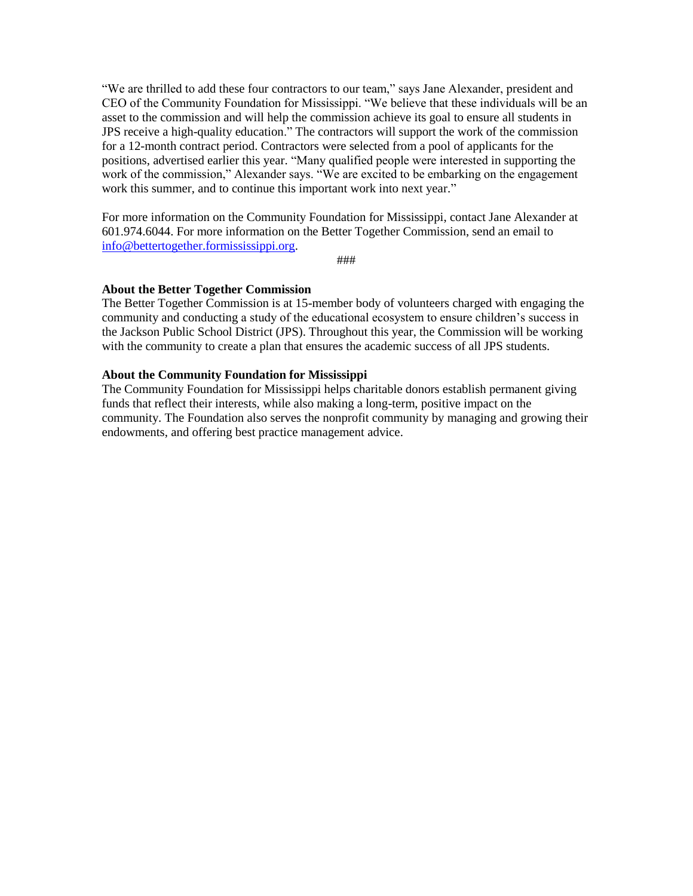"We are thrilled to add these four contractors to our team," says Jane Alexander, president and CEO of the Community Foundation for Mississippi. "We believe that these individuals will be an asset to the commission and will help the commission achieve its goal to ensure all students in JPS receive a high-quality education." The contractors will support the work of the commission for a 12-month contract period. Contractors were selected from a pool of applicants for the positions, advertised earlier this year. "Many qualified people were interested in supporting the work of the commission," Alexander says. "We are excited to be embarking on the engagement work this summer, and to continue this important work into next year."

For more information on the Community Foundation for Mississippi, contact Jane Alexander at 601.974.6044. For more information on the Better Together Commission, send an email to info@bettertogether.formississippi.org.

###

**About the Better Together Commission**
The Better Together Commission is at 15-member body of volunteers charged with engaging the community and conducting a study of the educational ecosystem to ensure children's success in the Jackson Public School District (JPS). Throughout this year, the Commission will be working with the community to create a plan that ensures the academic success of all JPS students.

**About the Community Foundation for Mississippi**
The Community Foundation for Mississippi helps charitable donors establish permanent giving funds that reflect their interests, while also making a long-term, positive impact on the community. The Foundation also serves the nonprofit community by managing and growing their endowments, and offering best practice management advice.